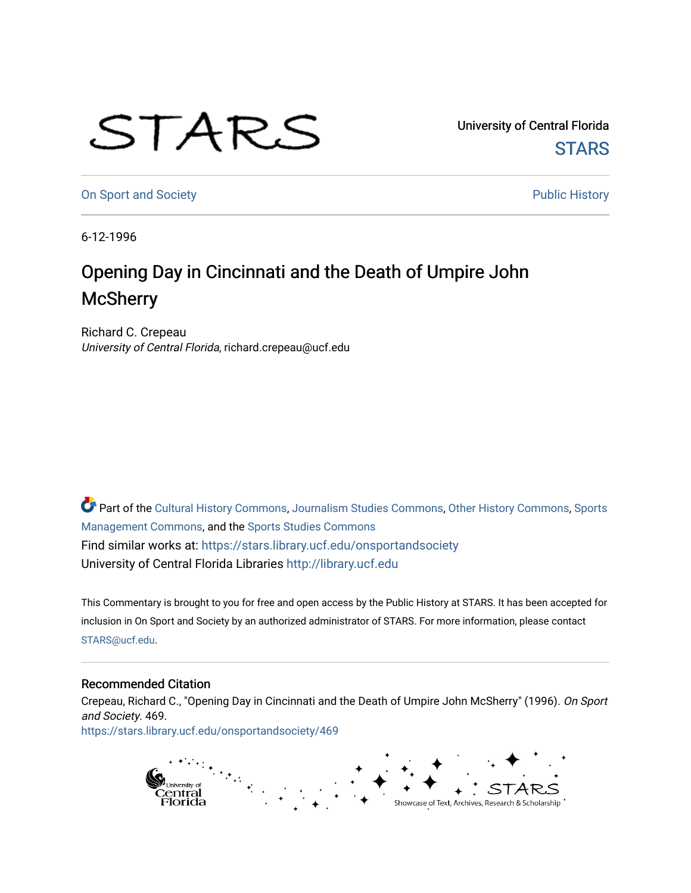University of Central Florida

STARS

On Sport and Society

Public History

6-12-1996

# Opening Day in Cincinnati and the Death of Umpire John McSherry

Richard C. Crepeau
*University of Central Florida*, richard.crepeau@ucf.edu

Part of the Cultural History Commons, Journalism Studies Commons, Other History Commons, Sports Management Commons, and the Sports Studies Commons

Find similar works at: https://stars.library.ucf.edu/onsportandsociety

University of Central Florida Libraries http://library.ucf.edu

This Commentary is brought to you for free and open access by the Public History at STARS. It has been accepted for inclusion in On Sport and Society by an authorized administrator of STARS. For more information, please contact STARS@ucf.edu.

## Recommended Citation

Crepeau, Richard C., "Opening Day in Cincinnati and the Death of Umpire John McSherry" (1996). *On Sport and Society*. 469.
https://stars.library.ucf.edu/onsportandsociety/469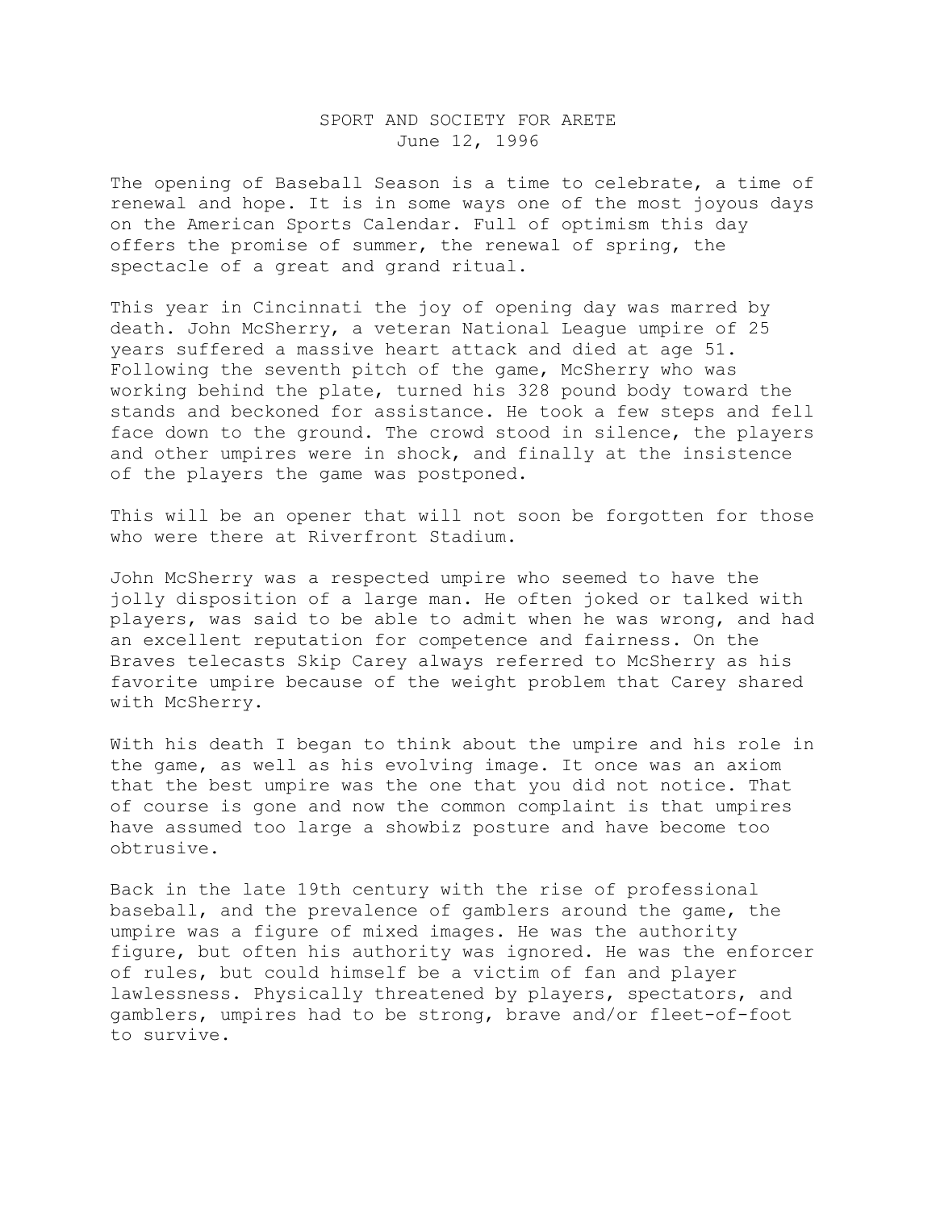# SPORT AND SOCIETY FOR ARETE
June 12, 1996

The opening of Baseball Season is a time to celebrate, a time of renewal and hope. It is in some ways one of the most joyous days on the American Sports Calendar. Full of optimism this day offers the promise of summer, the renewal of spring, the spectacle of a great and grand ritual.

This year in Cincinnati the joy of opening day was marred by death. John McSherry, a veteran National League umpire of 25 years suffered a massive heart attack and died at age 51. Following the seventh pitch of the game, McSherry who was working behind the plate, turned his 328 pound body toward the stands and beckoned for assistance. He took a few steps and fell face down to the ground. The crowd stood in silence, the players and other umpires were in shock, and finally at the insistence of the players the game was postponed.

This will be an opener that will not soon be forgotten for those who were there at Riverfront Stadium.

John McSherry was a respected umpire who seemed to have the jolly disposition of a large man. He often joked or talked with players, was said to be able to admit when he was wrong, and had an excellent reputation for competence and fairness. On the Braves telecasts Skip Carey always referred to McSherry as his favorite umpire because of the weight problem that Carey shared with McSherry.

With his death I began to think about the umpire and his role in the game, as well as his evolving image. It once was an axiom that the best umpire was the one that you did not notice. That of course is gone and now the common complaint is that umpires have assumed too large a showbiz posture and have become too obtrusive.

Back in the late 19th century with the rise of professional baseball, and the prevalence of gamblers around the game, the umpire was a figure of mixed images. He was the authority figure, but often his authority was ignored. He was the enforcer of rules, but could himself be a victim of fan and player lawlessness. Physically threatened by players, spectators, and gamblers, umpires had to be strong, brave and/or fleet-of-foot to survive.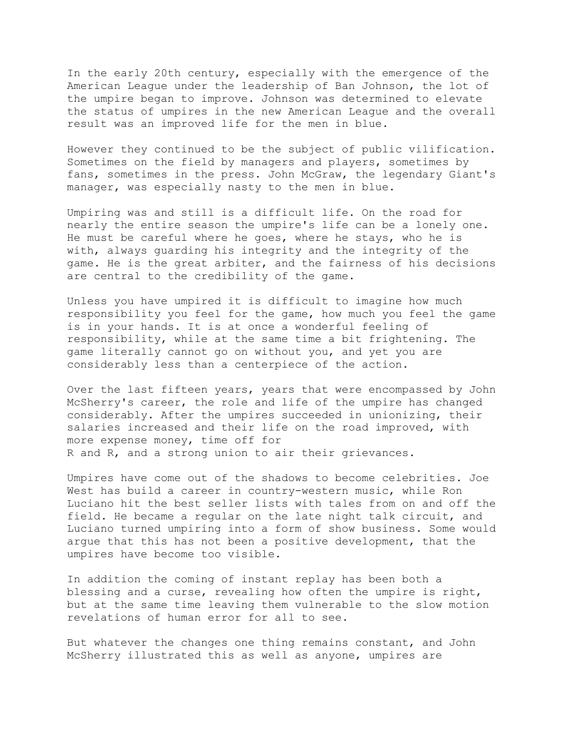In the early 20th century, especially with the emergence of the American League under the leadership of Ban Johnson, the lot of the umpire began to improve. Johnson was determined to elevate the status of umpires in the new American League and the overall result was an improved life for the men in blue.

However they continued to be the subject of public vilification. Sometimes on the field by managers and players, sometimes by fans, sometimes in the press. John McGraw, the legendary Giant's manager, was especially nasty to the men in blue.

Umpiring was and still is a difficult life. On the road for nearly the entire season the umpire's life can be a lonely one. He must be careful where he goes, where he stays, who he is with, always guarding his integrity and the integrity of the game. He is the great arbiter, and the fairness of his decisions are central to the credibility of the game.

Unless you have umpired it is difficult to imagine how much responsibility you feel for the game, how much you feel the game is in your hands. It is at once a wonderful feeling of responsibility, while at the same time a bit frightening. The game literally cannot go on without you, and yet you are considerably less than a centerpiece of the action.

Over the last fifteen years, years that were encompassed by John McSherry's career, the role and life of the umpire has changed considerably. After the umpires succeeded in unionizing, their salaries increased and their life on the road improved, with more expense money, time off for R and R, and a strong union to air their grievances.

Umpires have come out of the shadows to become celebrities. Joe West has build a career in country-western music, while Ron Luciano hit the best seller lists with tales from on and off the field. He became a regular on the late night talk circuit, and Luciano turned umpiring into a form of show business. Some would argue that this has not been a positive development, that the umpires have become too visible.

In addition the coming of instant replay has been both a blessing and a curse, revealing how often the umpire is right, but at the same time leaving them vulnerable to the slow motion revelations of human error for all to see.

But whatever the changes one thing remains constant, and John McSherry illustrated this as well as anyone, umpires are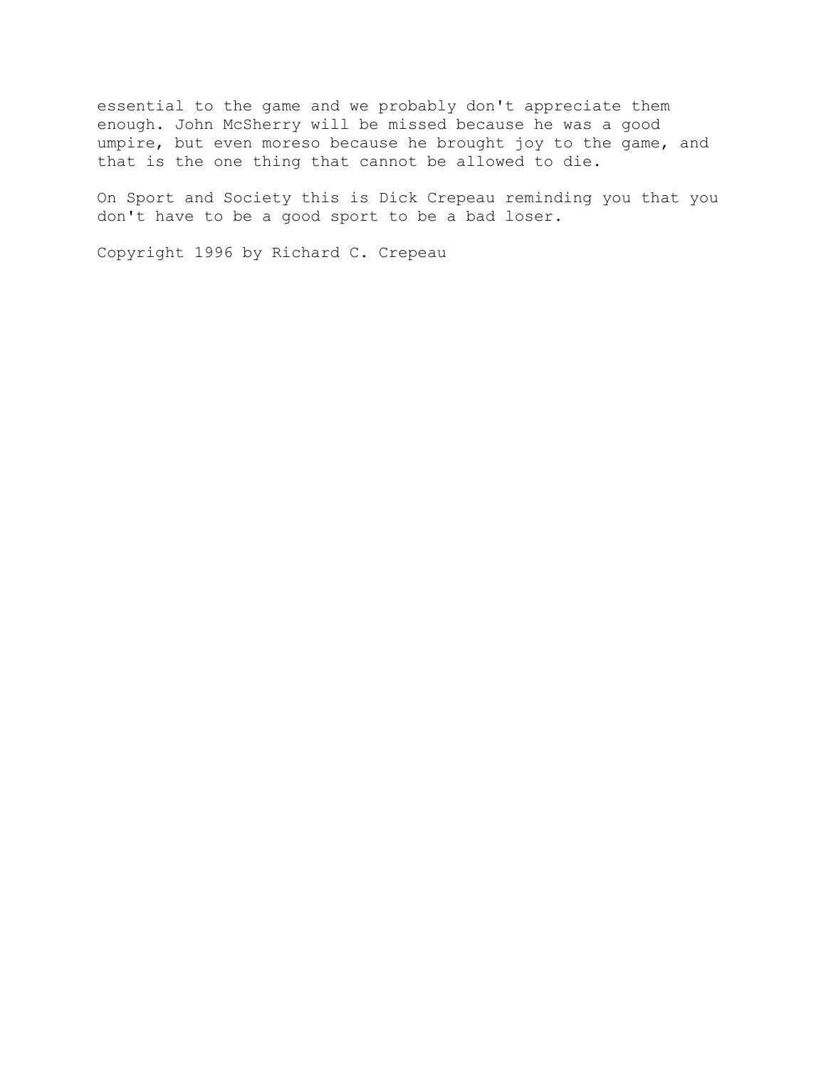essential to the game and we probably don't appreciate them enough. John McSherry will be missed because he was a good umpire, but even moreso because he brought joy to the game, and that is the one thing that cannot be allowed to die.

On Sport and Society this is Dick Crepeau reminding you that you don't have to be a good sport to be a bad loser.

Copyright 1996 by Richard C. Crepeau